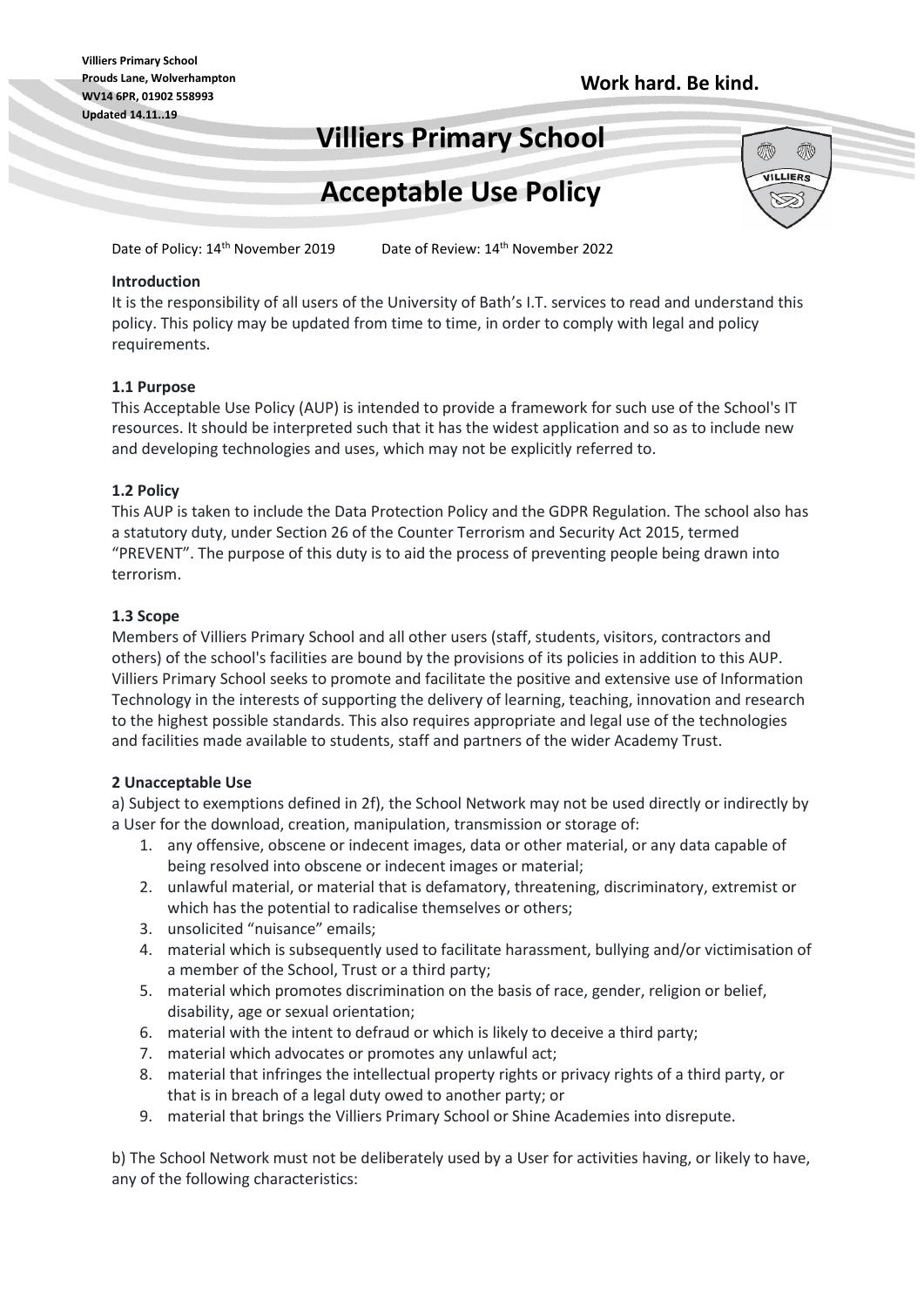**Villiers Primary School**
**Prouds Lane, Wolverhampton**
**WV14 6PR, 01902 558993**
**Updated 14.11..19**

**Work hard. Be kind.**

# Villiers Primary School

# Acceptable Use Policy

Date of Policy: 14th November 2019 Date of Review: 14th November 2022

### Introduction

It is the responsibility of all users of the University of Bath's I.T. services to read and understand this policy. This policy may be updated from time to time, in order to comply with legal and policy requirements.

### 1.1 Purpose

This Acceptable Use Policy (AUP) is intended to provide a framework for such use of the School's IT resources. It should be interpreted such that it has the widest application and so as to include new and developing technologies and uses, which may not be explicitly referred to.

### 1.2 Policy

This AUP is taken to include the Data Protection Policy and the GDPR Regulation. The school also has a statutory duty, under Section 26 of the Counter Terrorism and Security Act 2015, termed "PREVENT". The purpose of this duty is to aid the process of preventing people being drawn into terrorism.

### 1.3 Scope

Members of Villiers Primary School and all other users (staff, students, visitors, contractors and others) of the school's facilities are bound by the provisions of its policies in addition to this AUP. Villiers Primary School seeks to promote and facilitate the positive and extensive use of Information Technology in the interests of supporting the delivery of learning, teaching, innovation and research to the highest possible standards. This also requires appropriate and legal use of the technologies and facilities made available to students, staff and partners of the wider Academy Trust.

### 2 Unacceptable Use

a) Subject to exemptions defined in 2f), the School Network may not be used directly or indirectly by a User for the download, creation, manipulation, transmission or storage of:

1. any offensive, obscene or indecent images, data or other material, or any data capable of being resolved into obscene or indecent images or material;
2. unlawful material, or material that is defamatory, threatening, discriminatory, extremist or which has the potential to radicalise themselves or others;
3. unsolicited "nuisance" emails;
4. material which is subsequently used to facilitate harassment, bullying and/or victimisation of a member of the School, Trust or a third party;
5. material which promotes discrimination on the basis of race, gender, religion or belief, disability, age or sexual orientation;
6. material with the intent to defraud or which is likely to deceive a third party;
7. material which advocates or promotes any unlawful act;
8. material that infringes the intellectual property rights or privacy rights of a third party, or that is in breach of a legal duty owed to another party; or
9. material that brings the Villiers Primary School or Shine Academies into disrepute.

b) The School Network must not be deliberately used by a User for activities having, or likely to have, any of the following characteristics: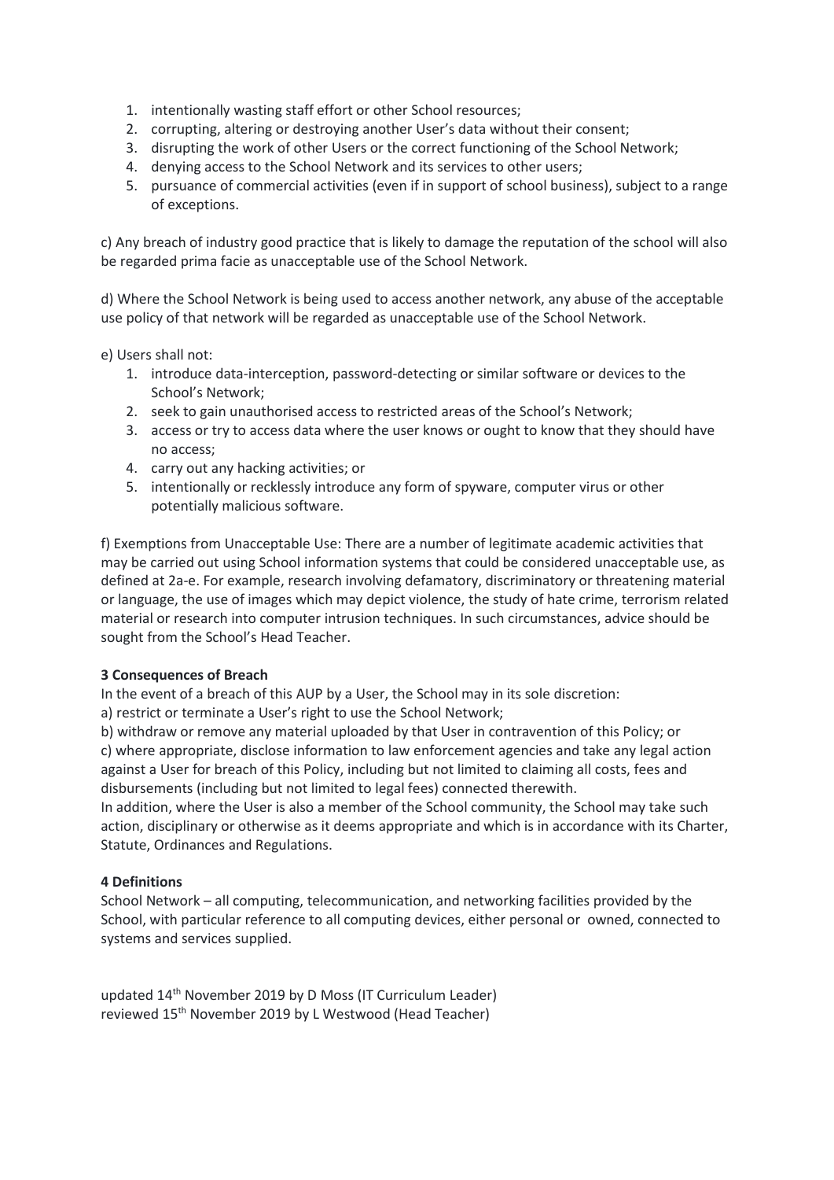1. intentionally wasting staff effort or other School resources;
2. corrupting, altering or destroying another User's data without their consent;
3. disrupting the work of other Users or the correct functioning of the School Network;
4. denying access to the School Network and its services to other users;
5. pursuance of commercial activities (even if in support of school business), subject to a range of exceptions.

c) Any breach of industry good practice that is likely to damage the reputation of the school will also be regarded prima facie as unacceptable use of the School Network.

d) Where the School Network is being used to access another network, any abuse of the acceptable use policy of that network will be regarded as unacceptable use of the School Network.

e) Users shall not:

1. introduce data-interception, password-detecting or similar software or devices to the School's Network;
2. seek to gain unauthorised access to restricted areas of the School's Network;
3. access or try to access data where the user knows or ought to know that they should have no access;
4. carry out any hacking activities; or
5. intentionally or recklessly introduce any form of spyware, computer virus or other potentially malicious software.

f) Exemptions from Unacceptable Use: There are a number of legitimate academic activities that may be carried out using School information systems that could be considered unacceptable use, as defined at 2a-e. For example, research involving defamatory, discriminatory or threatening material or language, the use of images which may depict violence, the study of hate crime, terrorism related material or research into computer intrusion techniques. In such circumstances, advice should be sought from the School's Head Teacher.

**3 Consequences of Breach**

In the event of a breach of this AUP by a User, the School may in its sole discretion:

a) restrict or terminate a User's right to use the School Network;

b) withdraw or remove any material uploaded by that User in contravention of this Policy; or

c) where appropriate, disclose information to law enforcement agencies and take any legal action against a User for breach of this Policy, including but not limited to claiming all costs, fees and disbursements (including but not limited to legal fees) connected therewith.

In addition, where the User is also a member of the School community, the School may take such action, disciplinary or otherwise as it deems appropriate and which is in accordance with its Charter, Statute, Ordinances and Regulations.

**4 Definitions**

School Network – all computing, telecommunication, and networking facilities provided by the School, with particular reference to all computing devices, either personal or owned, connected to systems and services supplied.

updated 14th November 2019 by D Moss (IT Curriculum Leader)
reviewed 15th November 2019 by L Westwood (Head Teacher)